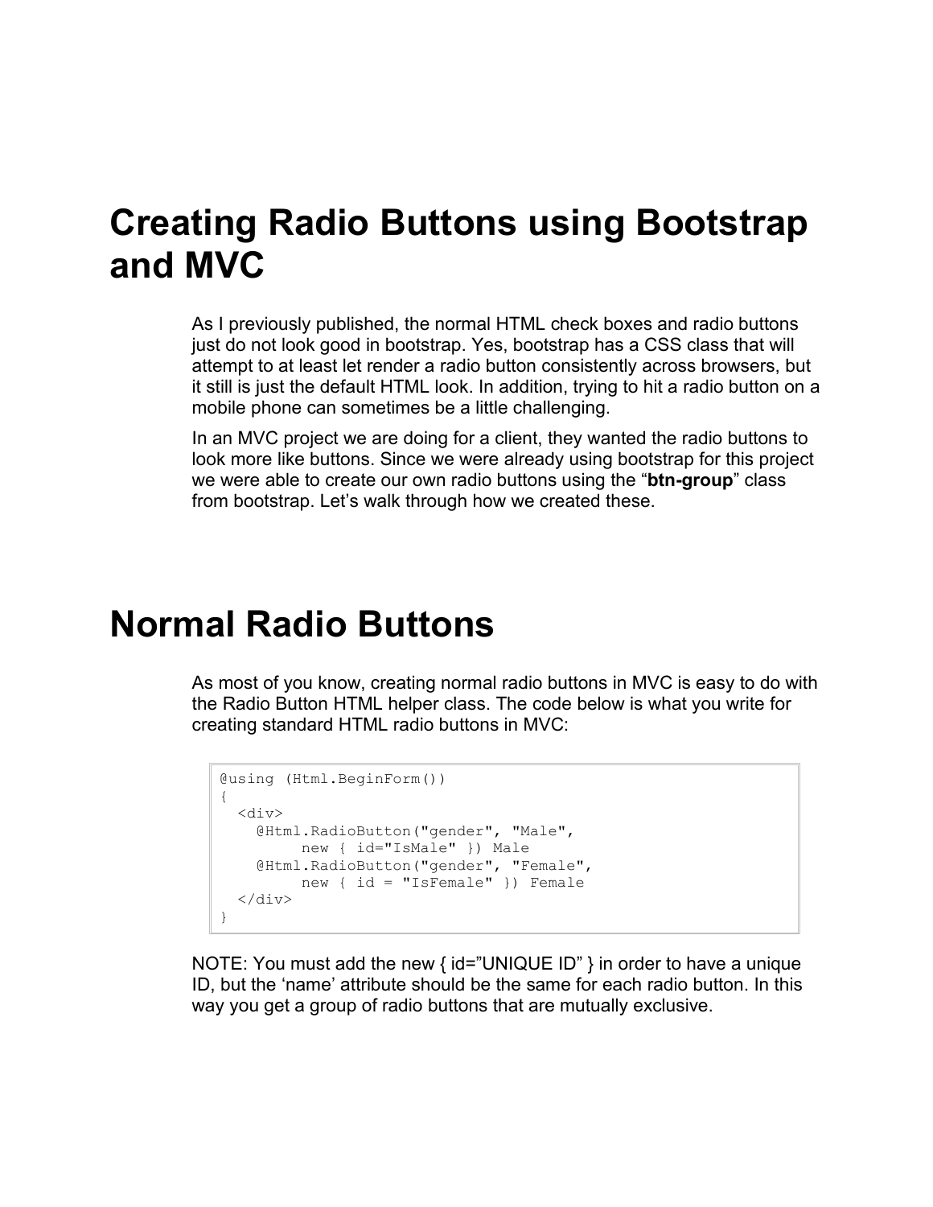# Creating Radio Buttons using Bootstrap and MVC

As I previously published, the normal HTML check boxes and radio buttons just do not look good in bootstrap. Yes, bootstrap has a CSS class that will attempt to at least let render a radio button consistently across browsers, but it still is just the default HTML look. In addition, trying to hit a radio button on a mobile phone can sometimes be a little challenging.

In an MVC project we are doing for a client, they wanted the radio buttons to look more like buttons. Since we were already using bootstrap for this project we were able to create our own radio buttons using the "**btn-group**" class from bootstrap. Let's walk through how we created these.

# Normal Radio Buttons

As most of you know, creating normal radio buttons in MVC is easy to do with the Radio Button HTML helper class. The code below is what you write for creating standard HTML radio buttons in MVC:

```
@using (Html.BeginForm())
{
  <div>
    @Html.RadioButton("gender", "Male",
          new { id="IsMale" }) Male
    @Html.RadioButton("gender", "Female",
          new { id = "IsFemale" }) Female
  </div>
}
```

NOTE: You must add the new { id="UNIQUE ID" } in order to have a unique ID, but the 'name' attribute should be the same for each radio button. In this way you get a group of radio buttons that are mutually exclusive.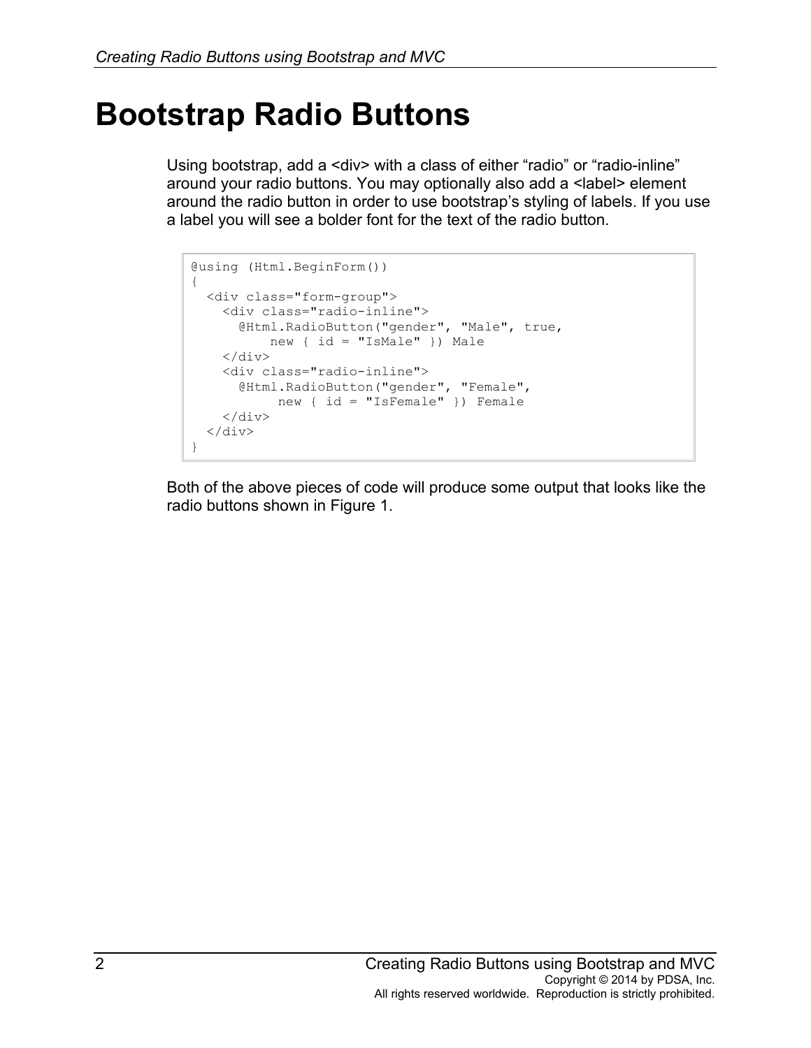# Bootstrap Radio Buttons

Using bootstrap, add a <div> with a class of either “radio” or “radio-inline” around your radio buttons. You may optionally also add a <label> element around the radio button in order to use bootstrap’s styling of labels. If you use a label you will see a bolder font for the text of the radio button.

```
@using (Html.BeginForm())
{
  <div class="form-group">
    <div class="radio-inline">
      @Html.RadioButton("gender", "Male", true,
          new { id = "IsMale" }) Male
    </div>
    <div class="radio-inline">
      @Html.RadioButton("gender", "Female",
           new { id = "IsFemale" }) Female
    </div>
  </div>
}
```

Both of the above pieces of code will produce some output that looks like the radio buttons shown in Figure 1.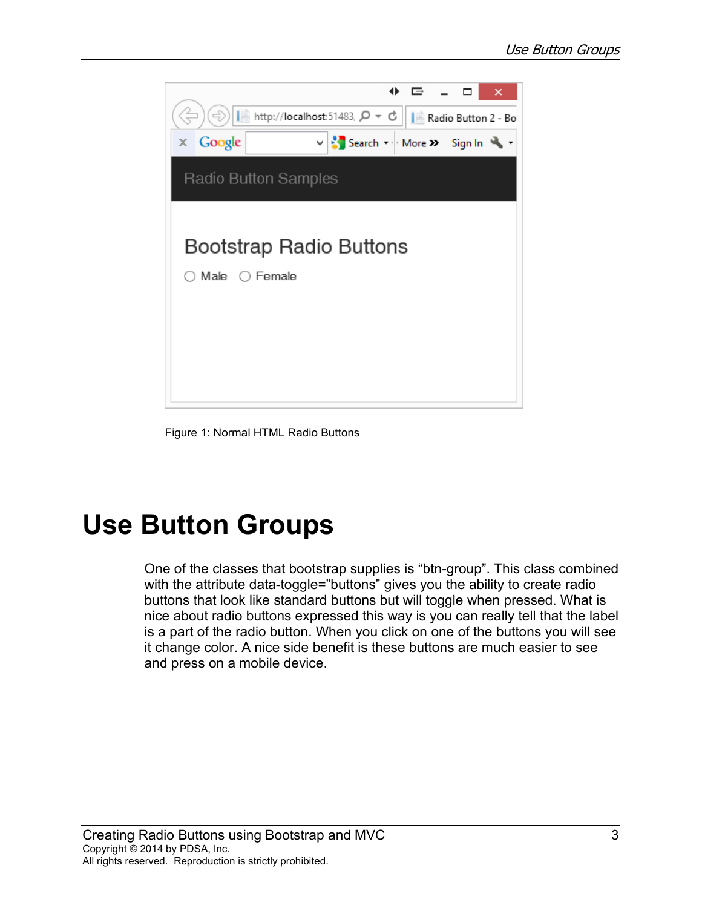Figure 1: Normal HTML Radio Buttons

# Use Button Groups

One of the classes that bootstrap supplies is “btn-group”. This class combined with the attribute data-toggle="buttons" gives you the ability to create radio buttons that look like standard buttons but will toggle when pressed. What is nice about radio buttons expressed this way is you can really tell that the label is a part of the radio button. When you click on one of the buttons you will see it change color. A nice side benefit is these buttons are much easier to see and press on a mobile device.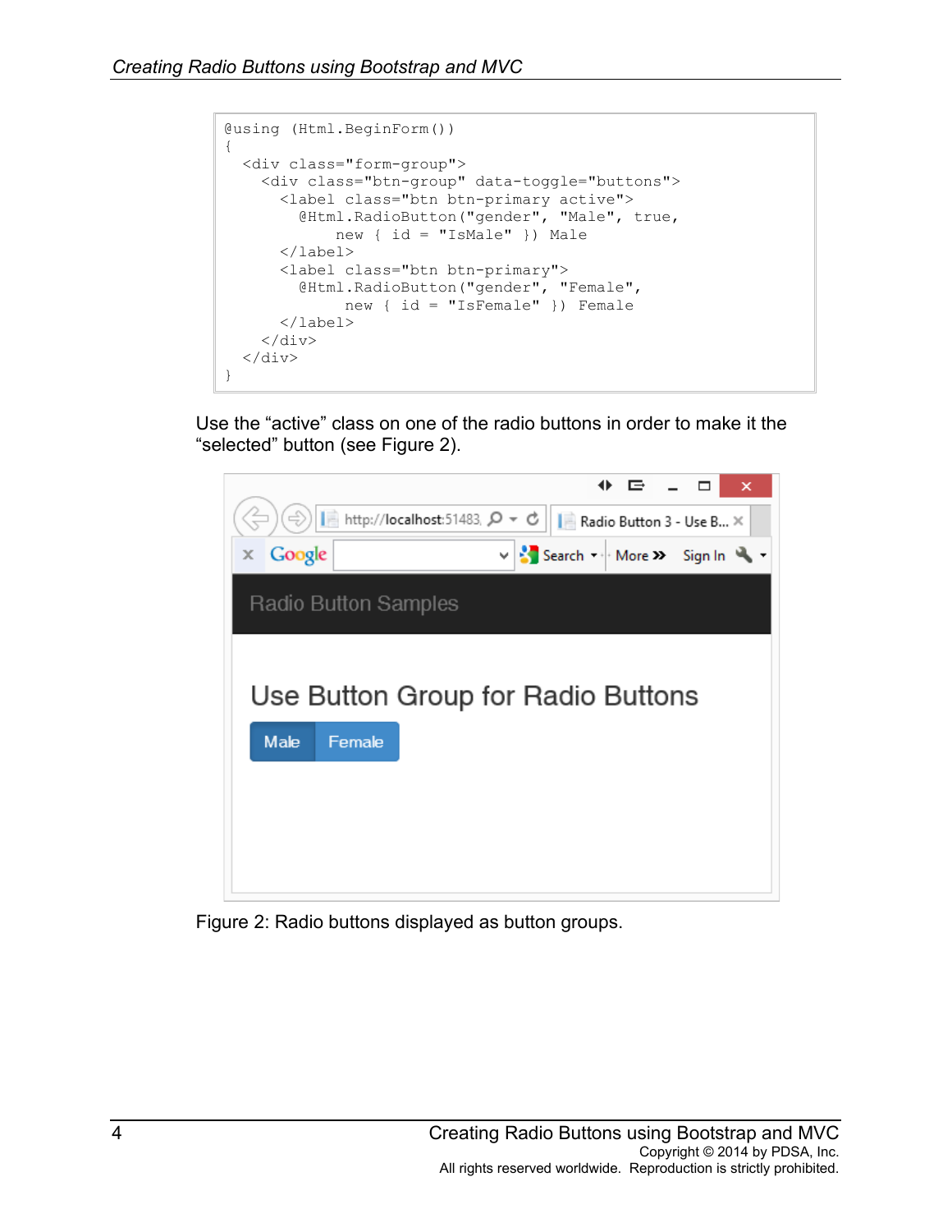```
@using (Html.BeginForm())
{
  <div class="form-group">
    <div class="btn-group" data-toggle="buttons">
      <label class="btn btn-primary active">
        @Html.RadioButton("gender", "Male", true,
            new { id = "IsMale" }) Male
      </label>
      <label class="btn btn-primary">
        @Html.RadioButton("gender", "Female",
             new { id = "IsFemale" }) Female
      </label>
    </div>
  </div>
}
```

Use the "active" class on one of the radio buttons in order to make it the "selected" button (see Figure 2).

Figure 2: Radio buttons displayed as button groups.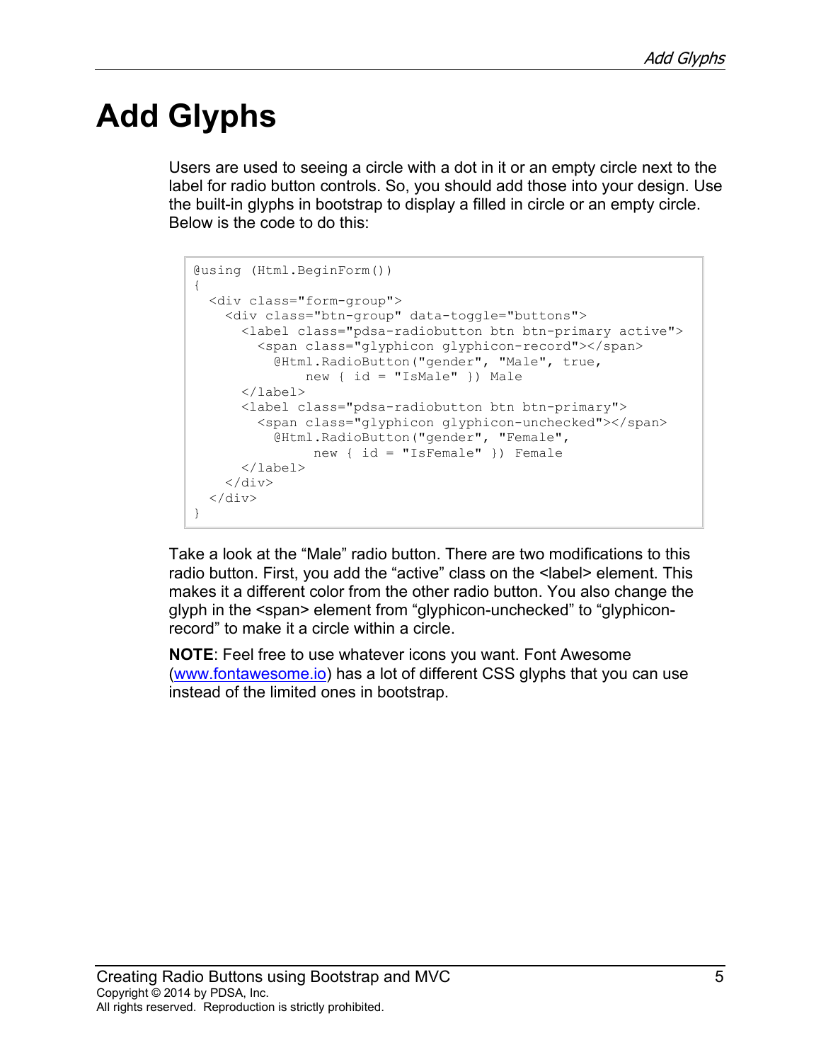# Add Glyphs

Users are used to seeing a circle with a dot in it or an empty circle next to the label for radio button controls. So, you should add those into your design. Use the built-in glyphs in bootstrap to display a filled in circle or an empty circle. Below is the code to do this:

```
@using (Html.BeginForm())
{
  <div class="form-group">
    <div class="btn-group" data-toggle="buttons">
      <label class="pdsa-radiobutton btn btn-primary active">
        <span class="glyphicon glyphicon-record"></span>
          @Html.RadioButton("gender", "Male", true,
              new { id = "IsMale" }) Male
      </label>
      <label class="pdsa-radiobutton btn btn-primary">
        <span class="glyphicon glyphicon-unchecked"></span>
          @Html.RadioButton("gender", "Female",
               new { id = "IsFemale" }) Female
      </label>
    </div>
  </div>
}
```

Take a look at the "Male" radio button. There are two modifications to this radio button. First, you add the "active" class on the <label> element. This makes it a different color from the other radio button. You also change the glyph in the <span> element from "glyphicon-unchecked" to "glyphicon-record" to make it a circle within a circle.

**NOTE**: Feel free to use whatever icons you want. Font Awesome ([www.fontawesome.io](http://www.fontawesome.io)) has a lot of different CSS glyphs that you can use instead of the limited ones in bootstrap.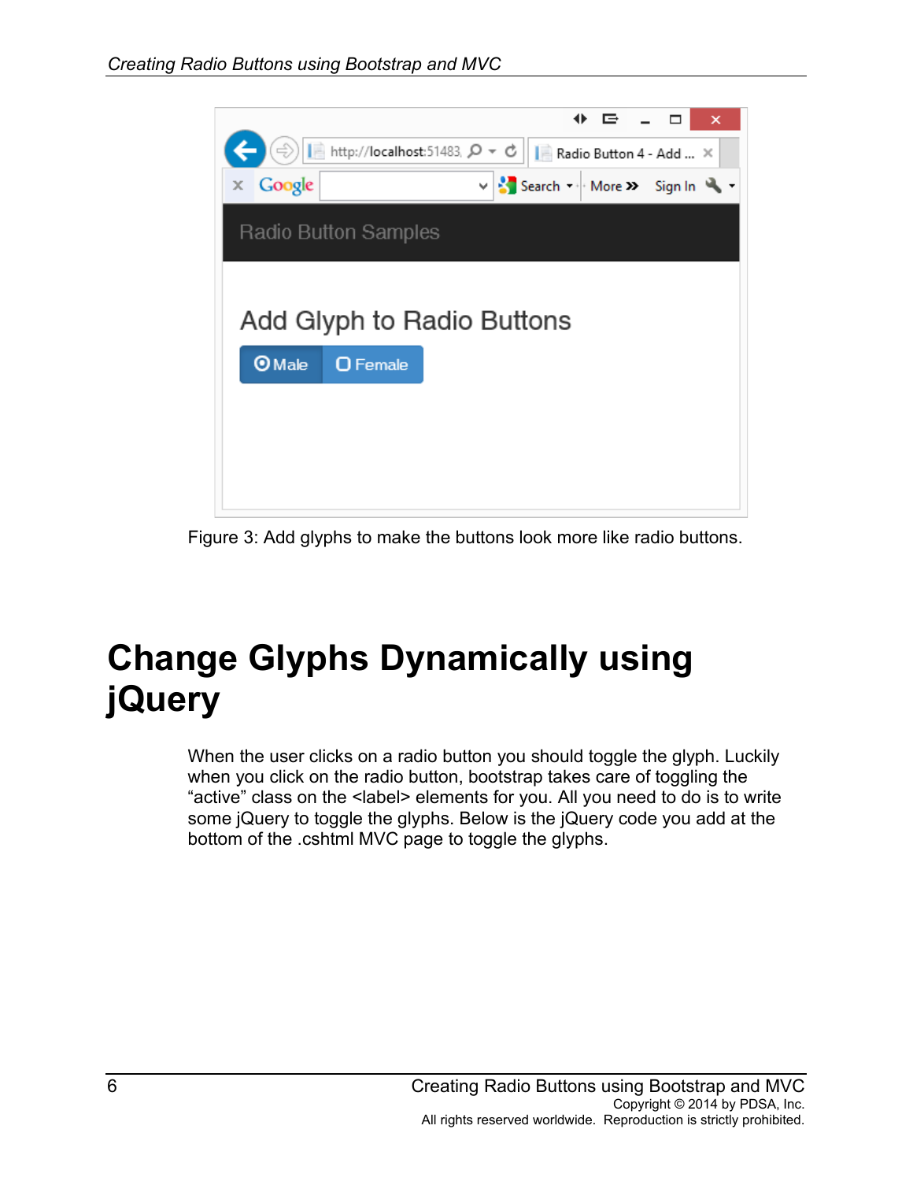Figure 3: Add glyphs to make the buttons look more like radio buttons.

# Change Glyphs Dynamically using jQuery

When the user clicks on a radio button you should toggle the glyph. Luckily when you click on the radio button, bootstrap takes care of toggling the “active” class on the <label> elements for you. All you need to do is to write some jQuery to toggle the glyphs. Below is the jQuery code you add at the bottom of the .cshtml MVC page to toggle the glyphs.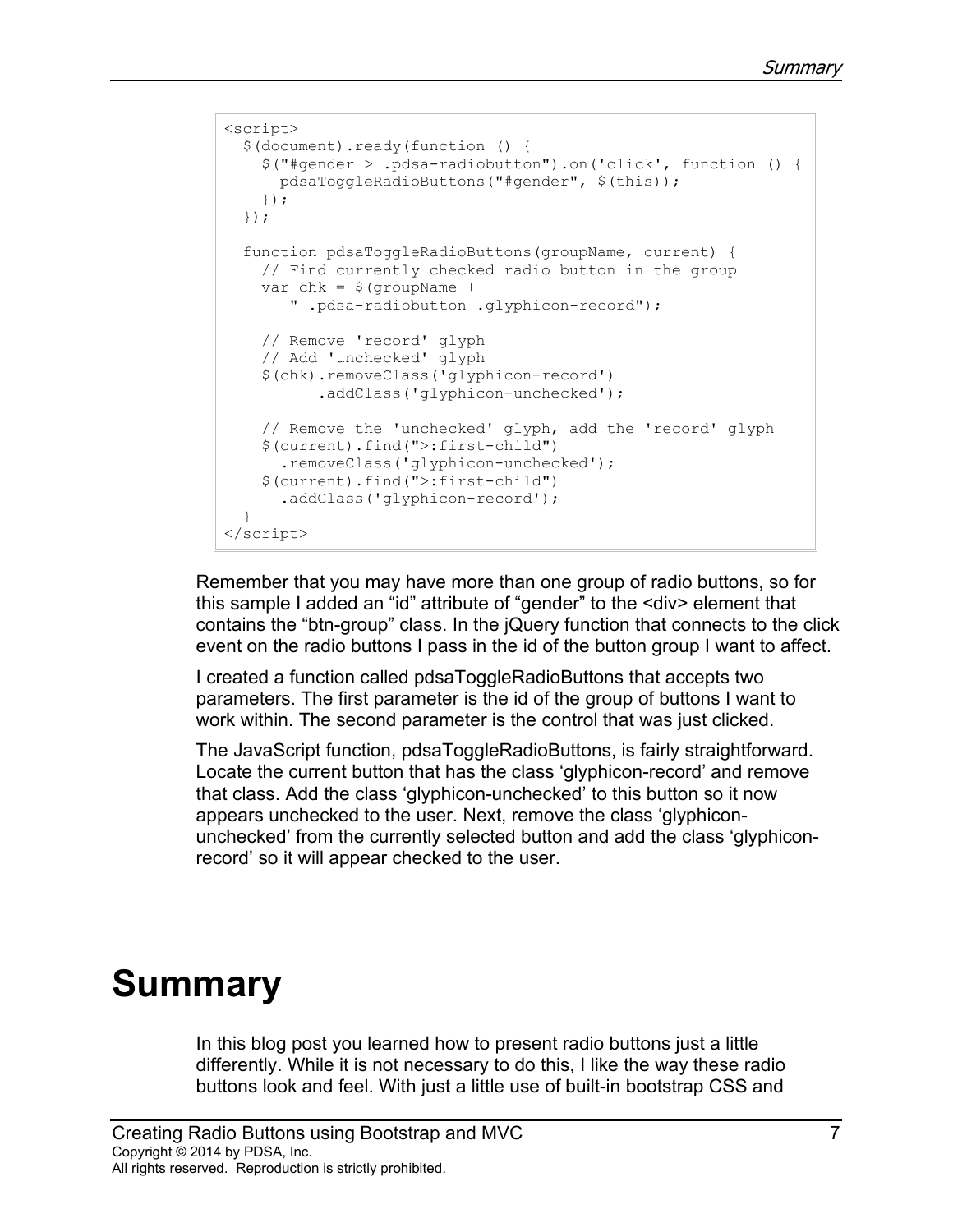```
<script>
  $(document).ready(function () {
    $("#gender > .pdsa-radiobutton").on('click', function () {
      pdsaToggleRadioButtons("#gender", $(this));
    });
  });

  function pdsaToggleRadioButtons(groupName, current) {
    // Find currently checked radio button in the group
    var chk = $(groupName +
       " .pdsa-radiobutton .glyphicon-record");

    // Remove 'record' glyph
    // Add 'unchecked' glyph
    $(chk).removeClass('glyphicon-record')
          .addClass('glyphicon-unchecked');

    // Remove the 'unchecked' glyph, add the 'record' glyph
    $(current).find(">:first-child")
      .removeClass('glyphicon-unchecked');
    $(current).find(">:first-child")
      .addClass('glyphicon-record');
  }
</script>
```

Remember that you may have more than one group of radio buttons, so for this sample I added an "id" attribute of "gender" to the <div> element that contains the "btn-group" class. In the jQuery function that connects to the click event on the radio buttons I pass in the id of the button group I want to affect.

I created a function called pdsaToggleRadioButtons that accepts two parameters. The first parameter is the id of the group of buttons I want to work within. The second parameter is the control that was just clicked.

The JavaScript function, pdsaToggleRadioButtons, is fairly straightforward. Locate the current button that has the class 'glyphicon-record' and remove that class. Add the class 'glyphicon-unchecked' to this button so it now appears unchecked to the user. Next, remove the class 'glyphicon-unchecked' from the currently selected button and add the class 'glyphicon-record' so it will appear checked to the user.

# Summary

In this blog post you learned how to present radio buttons just a little differently. While it is not necessary to do this, I like the way these radio buttons look and feel. With just a little use of built-in bootstrap CSS and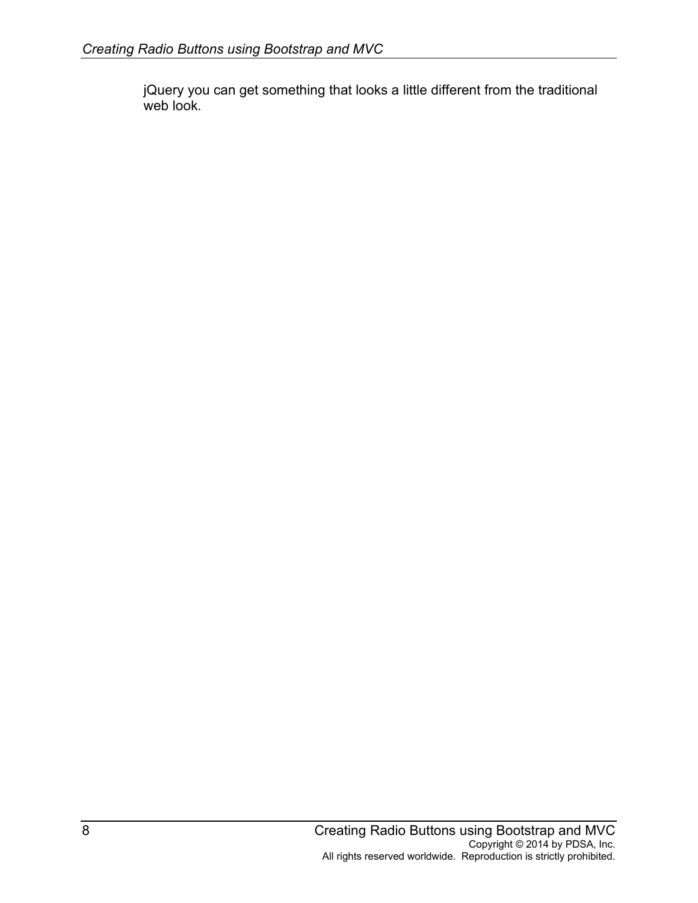jQuery you can get something that looks a little different from the traditional web look.